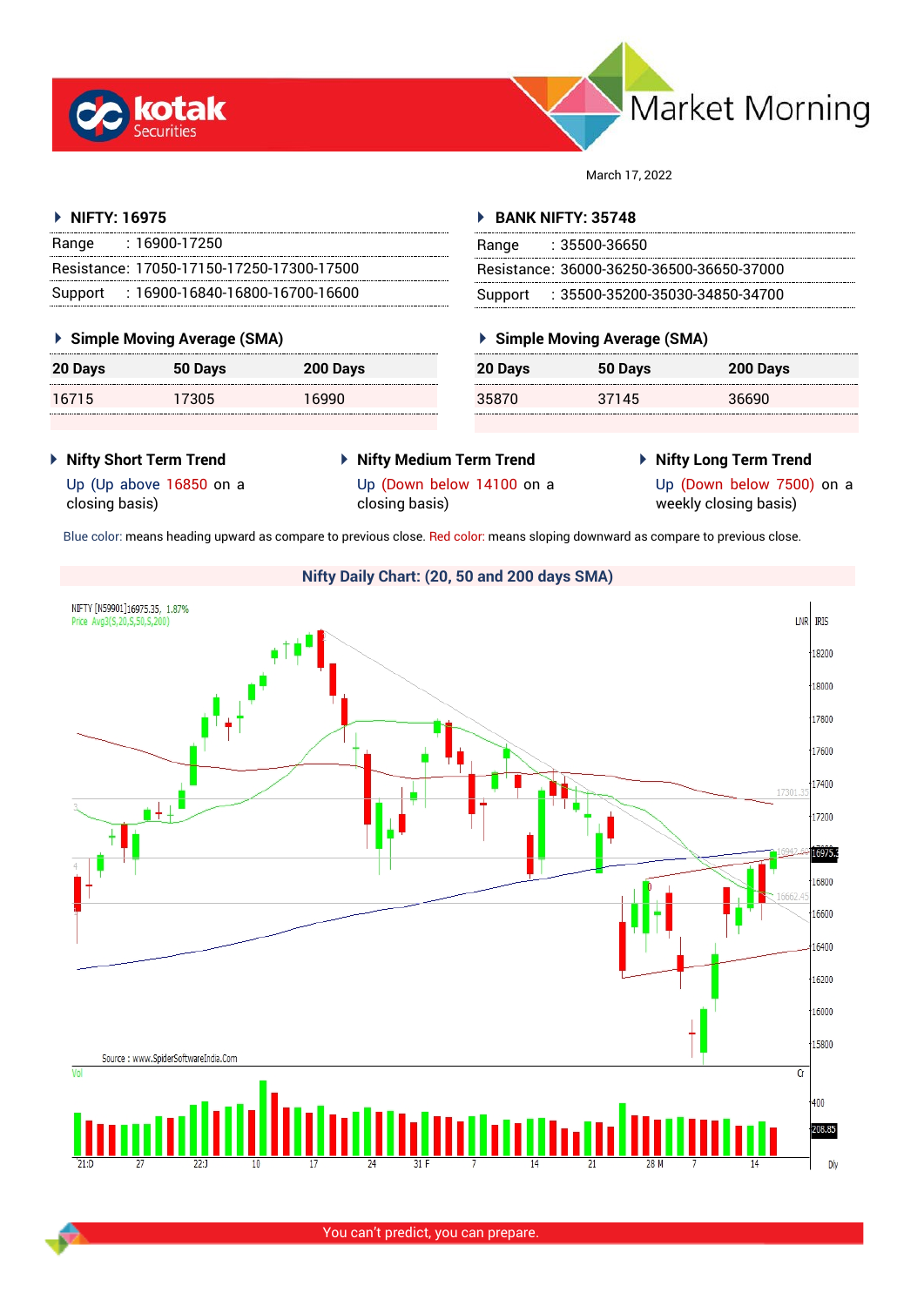# Market Morning

March 17, 2022

## NIFTY: 16975

| | |
|---|---|
| Range | : 16900-17250 |
| Resistance: | 17050-17150-17250-17300-17500 |
| Support | : 16900-16840-16800-16700-16600 |

### Simple Moving Average (SMA)

| 20 Days | 50 Days | 200 Days |
|---|---|---|
| 16715 | 17305 | 16990 |

## BANK NIFTY: 35748

| | |
|---|---|
| Range | : 35500-36650 |
| Resistance: | 36000-36250-36500-36650-37000 |
| Support | : 35500-35200-35030-34850-34700 |

### Simple Moving Average (SMA)

| 20 Days | 50 Days | 200 Days |
|---|---|---|
| 35870 | 37145 | 36690 |

### Nifty Short Term Trend

Up (Up above 16850 on a closing basis)

### Nifty Medium Term Trend

Up (Down below 14100 on a closing basis)

### Nifty Long Term Trend

Up (Down below 7500) on a weekly closing basis)

Blue color: means heading upward as compare to previous close. Red color: means sloping downward as compare to previous close.

### Nifty Daily Chart: (20, 50 and 200 days SMA)

You can't predict, you can prepare.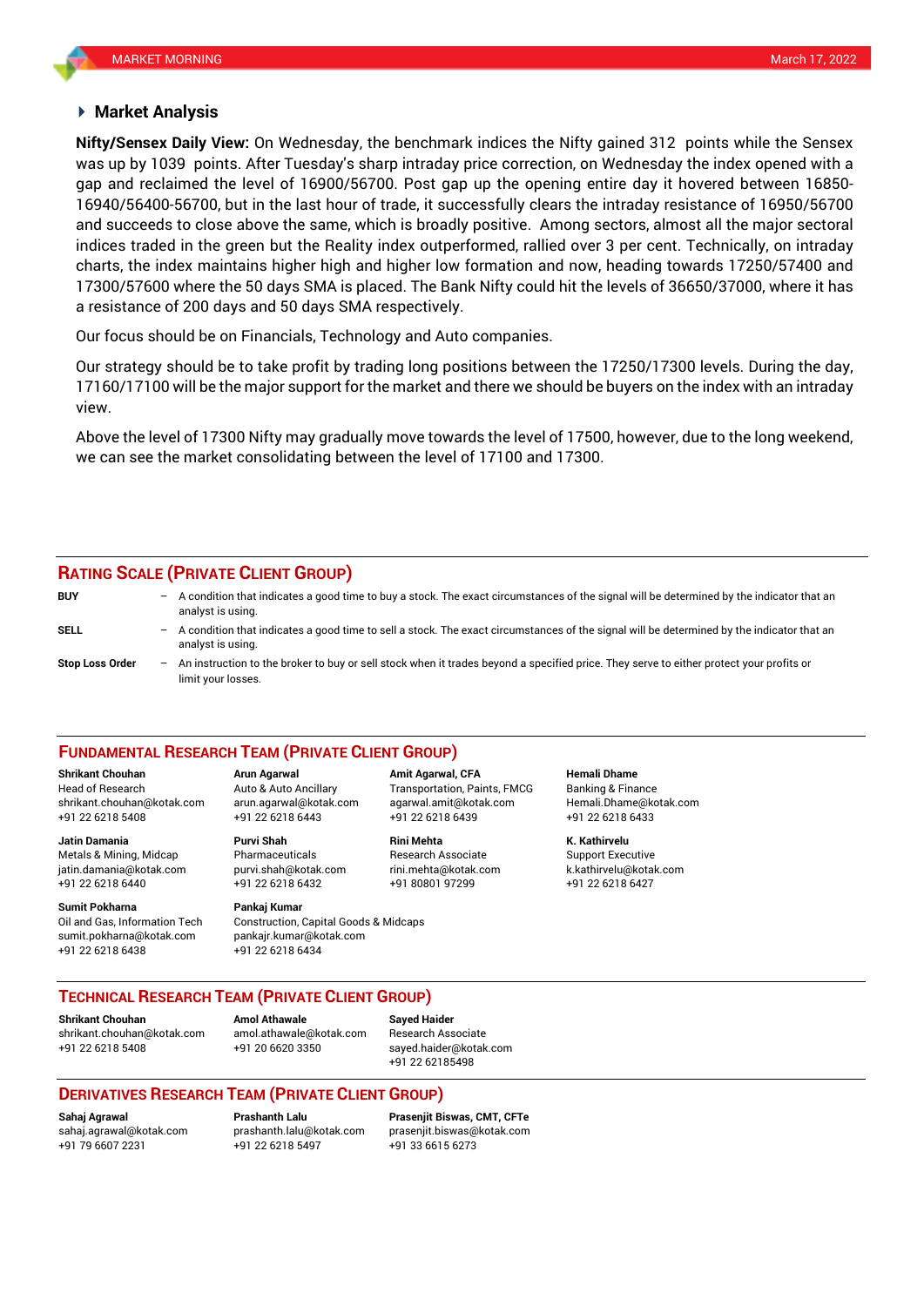## Market Analysis

**Nifty/Sensex Daily View:** On Wednesday, the benchmark indices the Nifty gained 312 points while the Sensex was up by 1039 points. After Tuesday's sharp intraday price correction, on Wednesday the index opened with a gap and reclaimed the level of 16900/56700. Post gap up the opening entire day it hovered between 16850-16940/56400-56700, but in the last hour of trade, it successfully clears the intraday resistance of 16950/56700 and succeeds to close above the same, which is broadly positive. Among sectors, almost all the major sectoral indices traded in the green but the Reality index outperformed, rallied over 3 per cent. Technically, on intraday charts, the index maintains higher high and higher low formation and now, heading towards 17250/57400 and 17300/57600 where the 50 days SMA is placed. The Bank Nifty could hit the levels of 36650/37000, where it has a resistance of 200 days and 50 days SMA respectively.

Our focus should be on Financials, Technology and Auto companies.

Our strategy should be to take profit by trading long positions between the 17250/17300 levels. During the day, 17160/17100 will be the major support for the market and there we should be buyers on the index with an intraday view.

Above the level of 17300 Nifty may gradually move towards the level of 17500, however, due to the long weekend, we can see the market consolidating between the level of 17100 and 17300.

## RATING SCALE (PRIVATE CLIENT GROUP)

**BUY** – A condition that indicates a good time to buy a stock. The exact circumstances of the signal will be determined by the indicator that an analyst is using.

**SELL** – A condition that indicates a good time to sell a stock. The exact circumstances of the signal will be determined by the indicator that an analyst is using.

**Stop Loss Order** – An instruction to the broker to buy or sell stock when it trades beyond a specified price. They serve to either protect your profits or limit your losses.

## FUNDAMENTAL RESEARCH TEAM (PRIVATE CLIENT GROUP)

**Shrikant Chouhan**
Head of Research
shrikant.chouhan@kotak.com
+91 22 6218 5408

**Arun Agarwal**
Auto & Auto Ancillary
arun.agarwal@kotak.com
+91 22 6218 6443

**Amit Agarwal, CFA**
Transportation, Paints, FMCG
agarwal.amit@kotak.com
+91 22 6218 6439

**Hemali Dhame**
Banking & Finance
Hemali.Dhame@kotak.com
+91 22 6218 6433

**Jatin Damania**
Metals & Mining, Midcap
jatin.damania@kotak.com
+91 22 6218 6440

**Purvi Shah**
Pharmaceuticals
purvi.shah@kotak.com
+91 22 6218 6432

**Rini Mehta**
Research Associate
rini.mehta@kotak.com
+91 80801 97299

**K. Kathirvelu**
Support Executive
k.kathirvelu@kotak.com
+91 22 6218 6427

**Sumit Pokharna**
Oil and Gas, Information Tech
sumit.pokharna@kotak.com
+91 22 6218 6438

**Pankaj Kumar**
Construction, Capital Goods & Midcaps
pankajr.kumar@kotak.com
+91 22 6218 6434

## TECHNICAL RESEARCH TEAM (PRIVATE CLIENT GROUP)

**Shrikant Chouhan**
shrikant.chouhan@kotak.com
+91 22 6218 5408

**Amol Athawale**
amol.athawale@kotak.com
+91 20 6620 3350

**Sayed Haider**
Research Associate
sayed.haider@kotak.com
+91 22 62185498

## DERIVATIVES RESEARCH TEAM (PRIVATE CLIENT GROUP)

**Sahaj Agrawal**
sahaj.agrawal@kotak.com
+91 79 6607 2231

**Prashanth Lalu**
prashanth.lalu@kotak.com
+91 22 6218 5497

**Prasenjit Biswas, CMT, CFTe**
prasenjit.biswas@kotak.com
+91 33 6615 6273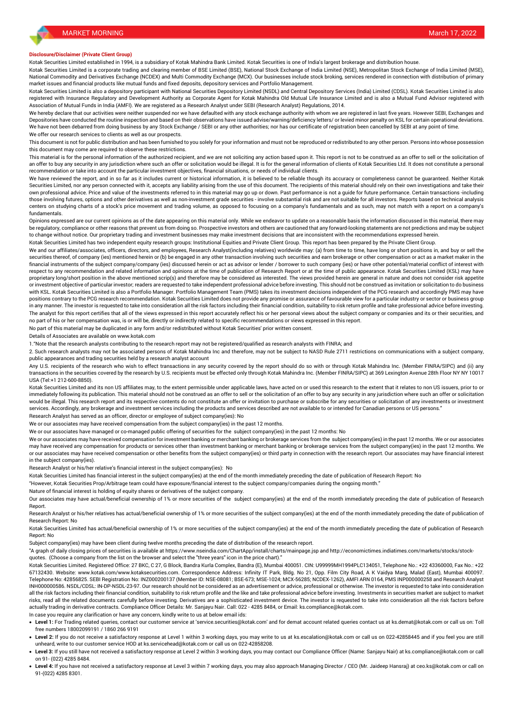**Disclosure/Disclaimer (Private Client Group)**

Kotak Securities Limited established in 1994, is a subsidiary of Kotak Mahindra Bank Limited. Kotak Securities is one of India's largest brokerage and distribution house.

Kotak Securities Limited is a corporate trading and clearing member of BSE Limited (BSE), National Stock Exchange of India Limited (NSE), Metropolitan Stock Exchange of India Limited (MSE), National Commodity and Derivatives Exchange (NCDEX) and Multi Commodity Exchange (MCX). Our businesses include stock broking, services rendered in connection with distribution of primary market issues and financial products like mutual funds and fixed deposits, depository services and Portfolio Management.

Kotak Securities Limited is also a depository participant with National Securities Depository Limited (NSDL) and Central Depository Services (India) Limited (CDSL). Kotak Securities Limited is also registered with Insurance Regulatory and Development Authority as Corporate Agent for Kotak Mahindra Old Mutual Life Insurance Limited and is also a Mutual Fund Advisor registered with Association of Mutual Funds in India (AMFI). We are registered as a Research Analyst under SEBI (Research Analyst) Regulations, 2014.

We hereby declare that our activities were neither suspended nor we have defaulted with any stock exchange authority with whom we are registered in last five years. However SEBI, Exchanges and Depositories have conducted the routine inspection and based on their observations have issued advise/warning/deficiency letters/ or levied minor penalty on KSL for certain operational deviations. We have not been debarred from doing business by any Stock Exchange / SEBI or any other authorities; nor has our certificate of registration been cancelled by SEBI at any point of time.

We offer our research services to clients as well as our prospects.

This document is not for public distribution and has been furnished to you solely for your information and must not be reproduced or redistributed to any other person. Persons into whose possession this document may come are required to observe these restrictions.

This material is for the personal information of the authorized recipient, and we are not soliciting any action based upon it. This report is not to be construed as an offer to sell or the solicitation of an offer to buy any security in any jurisdiction where such an offer or solicitation would be illegal. It is for the general information of clients of Kotak Securities Ltd. It does not constitute a personal recommendation or take into account the particular investment objectives, financial situations, or needs of individual clients.

We have reviewed the report, and in so far as it includes current or historical information, it is believed to be reliable though its accuracy or completeness cannot be guaranteed. Neither Kotak Securities Limited, nor any person connected with it, accepts any liability arising from the use of this document. The recipients of this material should rely on their own investigations and take their own professional advice. Price and value of the investments referred to in this material may go up or down. Past performance is not a guide for future performance. Certain transactions -including those involving futures, options and other derivatives as well as non-investment grade securities - involve substantial risk and are not suitable for all investors. Reports based on technical analysis centers on studying charts of a stock's price movement and trading volume, as opposed to focusing on a company's fundamentals and as such, may not match with a report on a company's fundamentals.

Opinions expressed are our current opinions as of the date appearing on this material only. While we endeavor to update on a reasonable basis the information discussed in this material, there may be regulatory, compliance or other reasons that prevent us from doing so. Prospective investors and others are cautioned that any forward-looking statements are not predictions and may be subject to change without notice. Our proprietary trading and investment businesses may make investment decisions that are inconsistent with the recommendations expressed herein.

Kotak Securities Limited has two independent equity research groups: Institutional Equities and Private Client Group. This report has been prepared by the Private Client Group.

We and our affiliates/associates, officers, directors, and employees, Research Analyst(including relatives) worldwide may: (a) from time to time, have long or short positions in, and buy or sell the securities thereof, of company (ies) mentioned herein or (b) be engaged in any other transaction involving such securities and earn brokerage or other compensation or act as a market maker in the financial instruments of the subject company/company (ies) discussed herein or act as advisor or lender / borrower to such company (ies) or have other potential/material conflict of interest with respect to any recommendation and related information and opinions at the time of publication of Research Report or at the time of public appearance. Kotak Securities Limited (KSL) may have proprietary long/short position in the above mentioned scrip(s) and therefore may be considered as interested. The views provided herein are general in nature and does not consider risk appetite or investment objective of particular investor; readers are requested to take independent professional advice before investing. This should not be construed as invitation or solicitation to do business with KSL. Kotak Securities Limited is also a Portfolio Manager. Portfolio Management Team (PMS) takes its investment decisions independent of the PCG research and accordingly PMS may have positions contrary to the PCG research recommendation. Kotak Securities Limited does not provide any promise or assurance of favourable view for a particular industry or sector or business group in any manner. The investor is requested to take into consideration all the risk factors including their financial condition, suitability to risk return profile and take professional advice before investing.

The analyst for this report certifies that all of the views expressed in this report accurately reflect his or her personal views about the subject company or companies and its or their securities, and no part of his or her compensation was, is or will be, directly or indirectly related to specific recommendations or views expressed in this report.

No part of this material may be duplicated in any form and/or redistributed without Kotak Securities' prior written consent.

Details of Associates are available on www.kotak.com

1."Note that the research analysts contributing to the research report may not be registered/qualified as research analysts with FINRA; and

2. Such research analysts may not be associated persons of Kotak Mahindra Inc and therefore, may not be subject to NASD Rule 2711 restrictions on communications with a subject company, public appearances and trading securities held by a research analyst account

Any U.S. recipients of the research who wish to effect transactions in any security covered by the report should do so with or through Kotak Mahindra Inc. (Member FINRA/SIPC) and (ii) any transactions in the securities covered by the research by U.S. recipients must be effected only through Kotak Mahindra Inc. (Member FINRA/SIPC) at 369 Lexington Avenue 28th Floor NY NY 10017 USA (Tel:+1 212-600-8850).

Kotak Securities Limited and its non US affiliates may, to the extent permissible under applicable laws, have acted on or used this research to the extent that it relates to non US issuers, prior to or immediately following its publication. This material should not be construed as an offer to sell or the solicitation of an offer to buy any security in any jurisdiction where such an offer or solicitation would be illegal. This research report and its respective contents do not constitute an offer or invitation to purchase or subscribe for any securities or solicitation of any investments or investment services. Accordingly, any brokerage and investment services including the products and services described are not available to or intended for Canadian persons or US persons."

Research Analyst has served as an officer, director or employee of subject company(ies): No

We or our associates may have received compensation from the subject company(ies) in the past 12 months.

We or our associates have managed or co-managed public offering of securities for the subject company(ies) in the past 12 months: No

We or our associates may have received compensation for investment banking or merchant banking or brokerage services from the subject company(ies) in the past 12 months. We or our associates may have received any compensation for products or services other than investment banking or merchant banking or brokerage services from the subject company(ies) in the past 12 months. We or our associates may have received compensation or other benefits from the subject company(ies) or third party in connection with the research report. Our associates may have financial interest in the subject company(ies).

Research Analyst or his/her relative's financial interest in the subject company(ies): No

Kotak Securities Limited has financial interest in the subject company(ies) at the end of the month immediately preceding the date of publication of Research Report: No

"However, Kotak Securities Prop/Arbitrage team could have exposure/financial interest to the subject company/companies during the ongoing month."

Nature of financial interest is holding of equity shares or derivatives of the subject company.

Our associates may have actual/beneficial ownership of 1% or more securities of the subject company(ies) at the end of the month immediately preceding the date of publication of Research Report.

Research Analyst or his/her relatives has actual/beneficial ownership of 1% or more securities of the subject company(ies) at the end of the month immediately preceding the date of publication of Research Report: No

Kotak Securities Limited has actual/beneficial ownership of 1% or more securities of the subject company(ies) at the end of the month immediately preceding the date of publication of Research Report: No

Subject company(ies) may have been client during twelve months preceding the date of distribution of the research report.

"A graph of daily closing prices of securities is available at https://www.nseindia.com/ChartApp/install/charts/mainpage.jsp and http://economictimes.indiatimes.com/markets/stocks/stock-quotes. (Choose a company from the list on the browser and select the "three years" icon in the price chart)."

Kotak Securities Limited. Registered Office: 27 BKC, C 27, G Block, Bandra Kurla Complex, Bandra (E), Mumbai 400051. CIN: U99999MH1994PLC134051, Telephone No.: +22 43360000, Fax No.: +22 67132430. Website: www.kotak.com/www.kotaksecurities.com. Correspondence Address: Infinity IT Park, Bldg. No 21, Opp. Film City Road, A K Vaidya Marg, Malad (East), Mumbai 400097. Telephone No: 42856825. SEBI Registration No: INZ000200137 (Member ID: NSE-08081; BSE-673; MSE-1024; MCX-56285; NCDEX-1262), AMFI ARN 0164, PMS INP000000258 and Research Analyst INH000000586. NSDL/CDSL: IN-DP-NSDL-23-97. Our research should not be considered as an advertisement or advice, professional or otherwise. The investor is requested to take into consideration all the risk factors including their financial condition, suitability to risk return profile and the like and take professional advice before investing. Investments in securities market are subject to market risks, read all the related documents carefully before investing. Derivatives are a sophisticated investment device. The investor is requested to take into consideration all the risk factors before actually trading in derivative contracts. Compliance Officer Details: Mr. Sanjayu Nair. Call: 022 - 4285 8484, or Email: ks.compliance@kotak.com.

In case you require any clarification or have any concern, kindly write to us at below email ids:

- **Level 1:** For Trading related queries, contact our customer service at 'service.securities@kotak.com' and for demat account related queries contact us at ks.demat@kotak.com or call us on: Toll free numbers 18002099191 / 1860 266 9191
- **Level 2:** If you do not receive a satisfactory response at Level 1 within 3 working days, you may write to us at ks.escalation@kotak.com or call us on 022-42858445 and if you feel you are still unheard, write to our customer service HOD at ks.servicehead@kotak.com or call us on 022-42858208.
- **Level 3:** If you still have not received a satisfactory response at Level 2 within 3 working days, you may contact our Compliance Officer (Name: Sanjayu Nair) at ks.compliance@kotak.com or call on 91- (022) 4285 8484.
- **Level 4:** If you have not received a satisfactory response at Level 3 within 7 working days, you may also approach Managing Director / CEO (Mr. Jaideep Hansraj) at ceo.ks@kotak.com or call on 91-(022) 4285 8301.